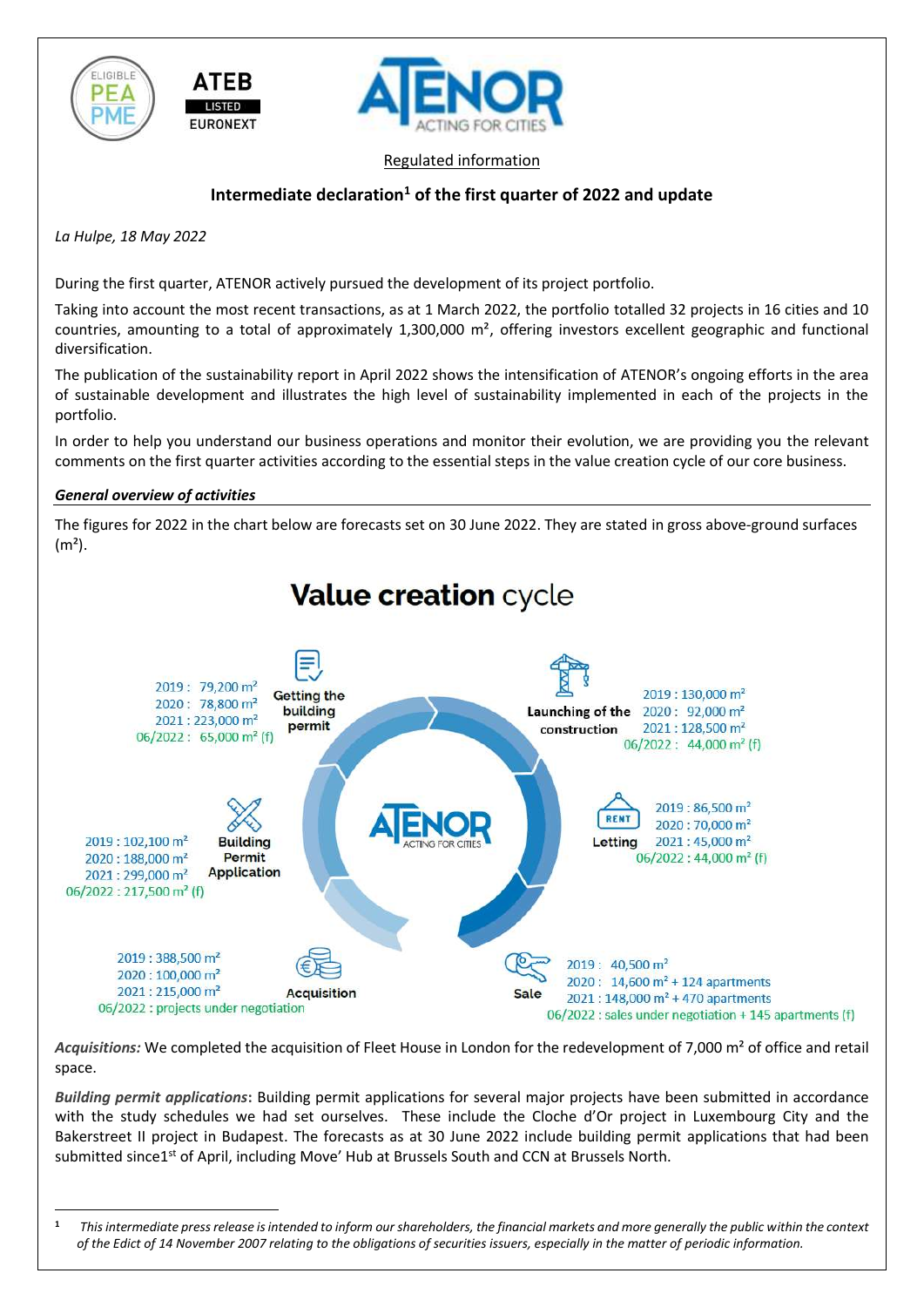Regulated information

# Intermediate declaration[1] of the first quarter of 2022 and update

*La Hulpe, 18 May 2022*

During the first quarter, ATENOR actively pursued the development of its project portfolio.

Taking into account the most recent transactions, as at 1 March 2022, the portfolio totalled 32 projects in 16 cities and 10 countries, amounting to a total of approximately 1,300,000 m², offering investors excellent geographic and functional diversification.

The publication of the sustainability report in April 2022 shows the intensification of ATENOR's ongoing efforts in the area of sustainable development and illustrates the high level of sustainability implemented in each of the projects in the portfolio.

In order to help you understand our business operations and monitor their evolution, we are providing you the relevant comments on the first quarter activities according to the essential steps in the value creation cycle of our core business.

## *General overview of activities*

The figures for 2022 in the chart below are forecasts set on 30 June 2022. They are stated in gross above-ground surfaces (m²).

**Value creation cycle**

Getting the building permit
2019 : 79,200 m²
2020 : 78,800 m²
2021 : 223,000 m²
06/2022 : 65,000 m² (f)

Launching of the construction
2019 : 130,000 m²
2020 : 92,000 m²
2021 : 128,500 m²
06/2022 : 44,000 m² (f)

Building Permit Application
2019 : 102,100 m²
2020 : 188,000 m²
2021 : 299,000 m²
06/2022 : 217,500 m² (f)

Letting
2019 : 86,500 m²
2020 : 70,000 m²
2021 : 45,000 m²
06/2022 : 44,000 m² (f)

Acquisition
2019 : 388,500 m²
2020 : 100,000 m²
2021 : 215,000 m²
06/2022 : projects under negotiation

Sale
2019 : 40,500 m²
2020 : 14,600 m² + 124 apartments
2021 : 148,000 m² + 470 apartments
06/2022 : sales under negotiation + 145 apartments (f)

*Acquisitions:* We completed the acquisition of Fleet House in London for the redevelopment of 7,000 m² of office and retail space.

***Building permit applications*:** Building permit applications for several major projects have been submitted in accordance with the study schedules we had set ourselves. These include the Cloche d'Or project in Luxembourg City and the Bakerstreet II project in Budapest. The forecasts as at 30 June 2022 include building permit applications that had been submitted since1st of April, including Move' Hub at Brussels South and CCN at Brussels North.

[1] *This intermediate press release is intended to inform our shareholders, the financial markets and more generally the public within the context of the Edict of 14 November 2007 relating to the obligations of securities issuers, especially in the matter of periodic information.*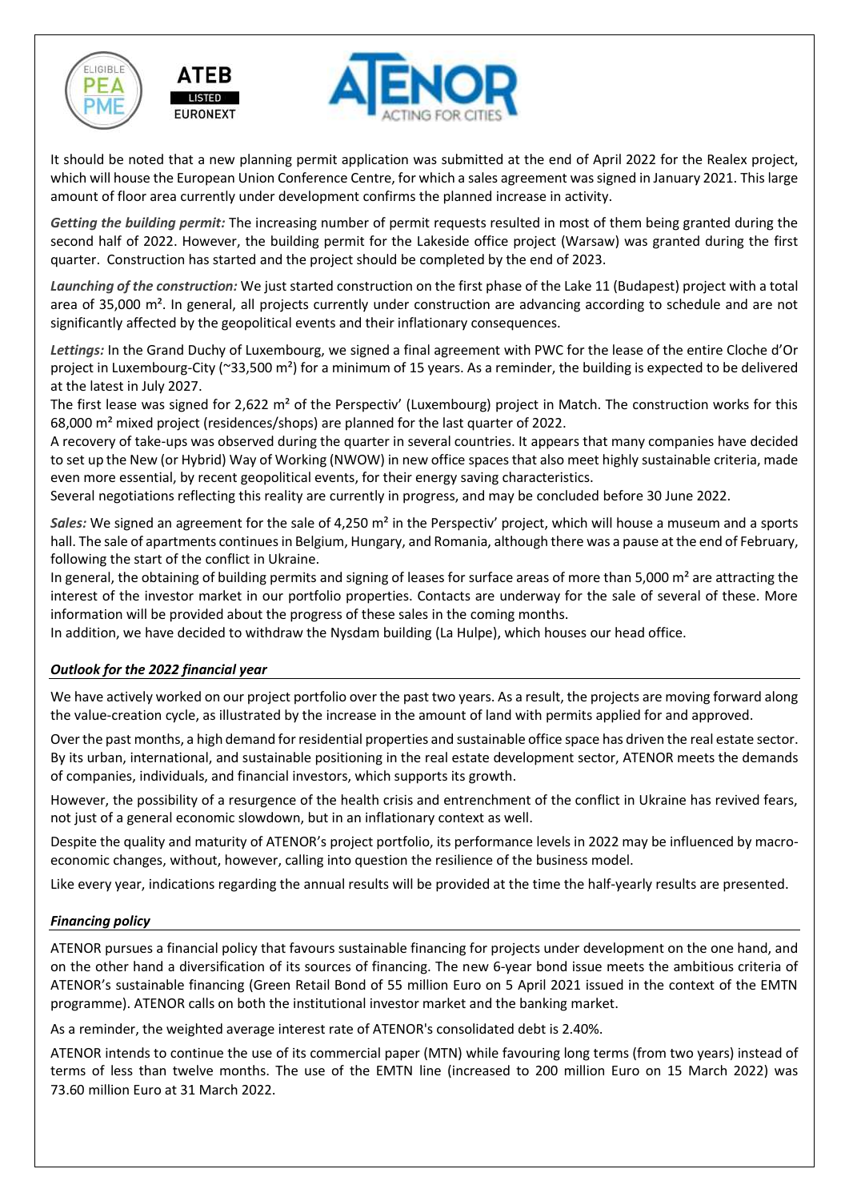It should be noted that a new planning permit application was submitted at the end of April 2022 for the Realex project, which will house the European Union Conference Centre, for which a sales agreement was signed in January 2021. This large amount of floor area currently under development confirms the planned increase in activity.

***Getting the building permit:*** The increasing number of permit requests resulted in most of them being granted during the second half of 2022. However, the building permit for the Lakeside office project (Warsaw) was granted during the first quarter. Construction has started and the project should be completed by the end of 2023.

***Launching of the construction:*** We just started construction on the first phase of the Lake 11 (Budapest) project with a total area of 35,000 m². In general, all projects currently under construction are advancing according to schedule and are not significantly affected by the geopolitical events and their inflationary consequences.

***Lettings:*** In the Grand Duchy of Luxembourg, we signed a final agreement with PWC for the lease of the entire Cloche d'Or project in Luxembourg-City (~33,500 m²) for a minimum of 15 years. As a reminder, the building is expected to be delivered at the latest in July 2027.

The first lease was signed for 2,622 m² of the Perspectiv' (Luxembourg) project in Match. The construction works for this 68,000 m² mixed project (residences/shops) are planned for the last quarter of 2022.

A recovery of take-ups was observed during the quarter in several countries. It appears that many companies have decided to set up the New (or Hybrid) Way of Working (NWOW) in new office spaces that also meet highly sustainable criteria, made even more essential, by recent geopolitical events, for their energy saving characteristics.

Several negotiations reflecting this reality are currently in progress, and may be concluded before 30 June 2022.

***Sales:*** We signed an agreement for the sale of 4,250 m² in the Perspectiv' project, which will house a museum and a sports hall. The sale of apartments continues in Belgium, Hungary, and Romania, although there was a pause at the end of February, following the start of the conflict in Ukraine.

In general, the obtaining of building permits and signing of leases for surface areas of more than 5,000 m² are attracting the interest of the investor market in our portfolio properties. Contacts are underway for the sale of several of these. More information will be provided about the progress of these sales in the coming months.

In addition, we have decided to withdraw the Nysdam building (La Hulpe), which houses our head office.

## ***Outlook for the 2022 financial year***

We have actively worked on our project portfolio over the past two years. As a result, the projects are moving forward along the value-creation cycle, as illustrated by the increase in the amount of land with permits applied for and approved.

Over the past months, a high demand for residential properties and sustainable office space has driven the real estate sector. By its urban, international, and sustainable positioning in the real estate development sector, ATENOR meets the demands of companies, individuals, and financial investors, which supports its growth.

However, the possibility of a resurgence of the health crisis and entrenchment of the conflict in Ukraine has revived fears, not just of a general economic slowdown, but in an inflationary context as well.

Despite the quality and maturity of ATENOR's project portfolio, its performance levels in 2022 may be influenced by macro-economic changes, without, however, calling into question the resilience of the business model.

Like every year, indications regarding the annual results will be provided at the time the half-yearly results are presented.

## ***Financing policy***

ATENOR pursues a financial policy that favours sustainable financing for projects under development on the one hand, and on the other hand a diversification of its sources of financing. The new 6-year bond issue meets the ambitious criteria of ATENOR's sustainable financing (Green Retail Bond of 55 million Euro on 5 April 2021 issued in the context of the EMTN programme). ATENOR calls on both the institutional investor market and the banking market.

As a reminder, the weighted average interest rate of ATENOR's consolidated debt is 2.40%.

ATENOR intends to continue the use of its commercial paper (MTN) while favouring long terms (from two years) instead of terms of less than twelve months. The use of the EMTN line (increased to 200 million Euro on 15 March 2022) was 73.60 million Euro at 31 March 2022.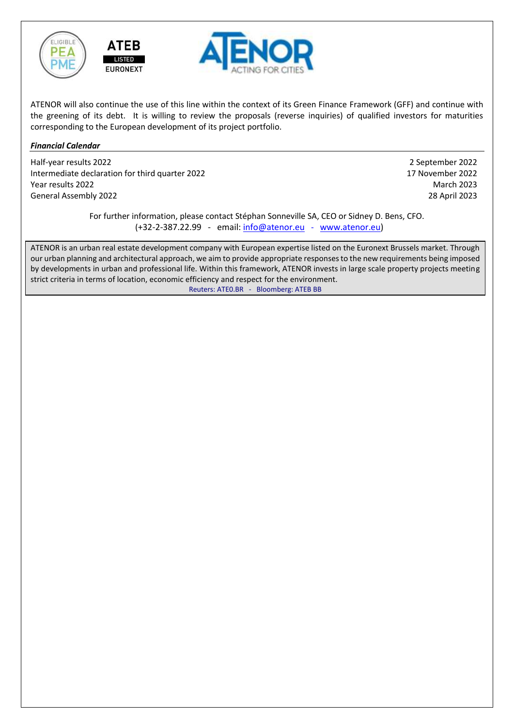ATENOR will also continue the use of this line within the context of its Green Finance Framework (GFF) and continue with the greening of its debt. It is willing to review the proposals (reverse inquiries) of qualified investors for maturities corresponding to the European development of its project portfolio.

***Financial Calendar***

| | |
|---|---|
| Half-year results 2022 | 2 September 2022 |
| Intermediate declaration for third quarter 2022 | 17 November 2022 |
| Year results 2022 | March 2023 |
| General Assembly 2022 | 28 April 2023 |

For further information, please contact Stéphan Sonneville SA, CEO or Sidney D. Bens, CFO.
(+32-2-387.22.99 - email: info@atenor.eu - www.atenor.eu)

ATENOR is an urban real estate development company with European expertise listed on the Euronext Brussels market. Through our urban planning and architectural approach, we aim to provide appropriate responses to the new requirements being imposed by developments in urban and professional life. Within this framework, ATENOR invests in large scale property projects meeting strict criteria in terms of location, economic efficiency and respect for the environment.

Reuters: ATEO.BR - Bloomberg: ATEB BB